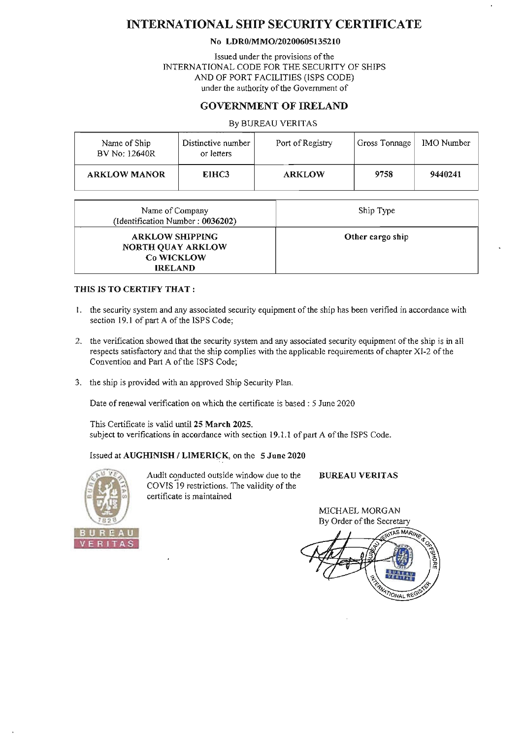# INTERNATIONAL SHIP SECURITY CERTIFICATE

**No LDR0/MMO/20200605135210**

Issued under the provisions of the
INTERNATIONAL CODE FOR THE SECURITY OF SHIPS
AND OF PORT FACILITIES (ISPS CODE)
under the authority of the Government of

## GOVERNMENT OF IRELAND

By BUREAU VERITAS

| Name of Ship<br>BV No: 12640R | Distinctive number or letters | Port of Registry | Gross Tonnage | IMO Number |
|---|---|---|---|---|
| **ARKLOW MANOR** | **EIHC3** | **ARKLOW** | **9758** | **9440241** |

| Name of Company<br>(Identification Number : **0036202**) | Ship Type |
|---|---|
| **ARKLOW SHIPPING<br>NORTH QUAY ARKLOW<br>Co WICKLOW<br>IRELAND** | **Other cargo ship** |

**THIS IS TO CERTIFY THAT :**

1. the security system and any associated security equipment of the ship has been verified in accordance with section 19.1 of part A of the ISPS Code;
2. the verification showed that the security system and any associated security equipment of the ship is in all respects satisfactory and that the ship complies with the applicable requirements of chapter XI-2 of the Convention and Part A of the ISPS Code;
3. the ship is provided with an approved Ship Security Plan.

Date of renewal verification on which the certificate is based : 5 June 2020

This Certificate is valid until **25 March 2025.**
subject to verifications in accordance with section 19.1.1 of part A of the ISPS Code.

Issued at **AUGHINISH / LIMERICK**, on the **5 June 2020**

Audit conducted outside window due to the COVIS 19 restrictions. The validity of the certificate is maintained

**BUREAU VERITAS**

MICHAEL MORGAN
By Order of the Secretary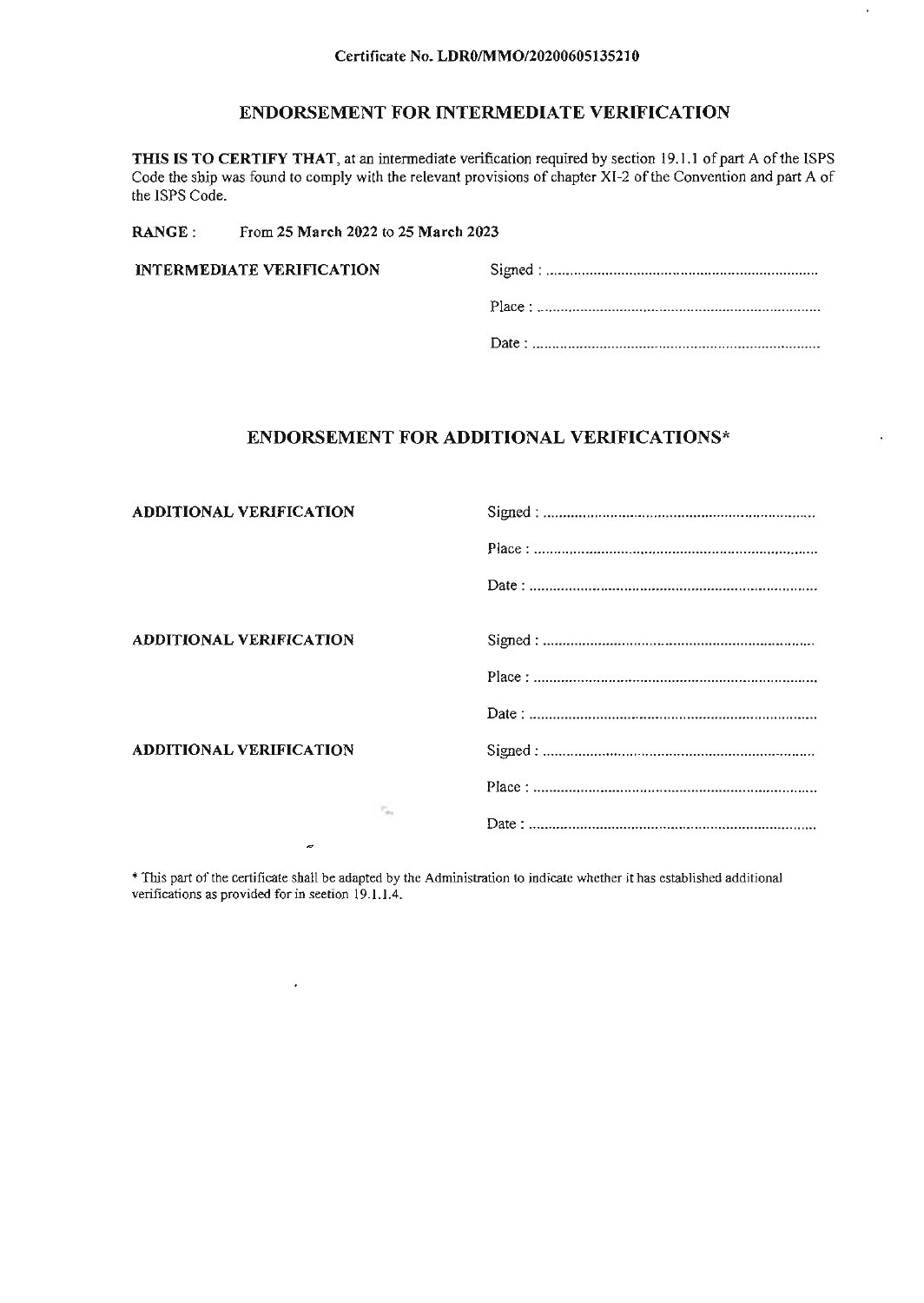Certificate No. LDR0/MMO/20200605135210

## ENDORSEMENT FOR INTERMEDIATE VERIFICATION

**THIS IS TO CERTIFY THAT**, at an intermediate verification required by section 19.1.1 of part A of the ISPS Code the ship was found to comply with the relevant provisions of chapter XI-2 of the Convention and part A of the ISPS Code.

**RANGE :** From **25 March 2022** to **25 March 2023**

**INTERMEDIATE VERIFICATION**

Signed : .............................................................................

Place : .............................................................................

Date : .............................................................................

## ENDORSEMENT FOR ADDITIONAL VERIFICATIONS*

**ADDITIONAL VERIFICATION**

Signed : .............................................................................

Place : .............................................................................

Date : .............................................................................

**ADDITIONAL VERIFICATION**

Signed : .............................................................................

Place : .............................................................................

Date : .............................................................................

**ADDITIONAL VERIFICATION**

Signed : .............................................................................

Place : .............................................................................

Date : .............................................................................

* This part of the certificate shall be adapted by the Administration to indicate whether it has established additional verifications as provided for in section 19.1.1.4.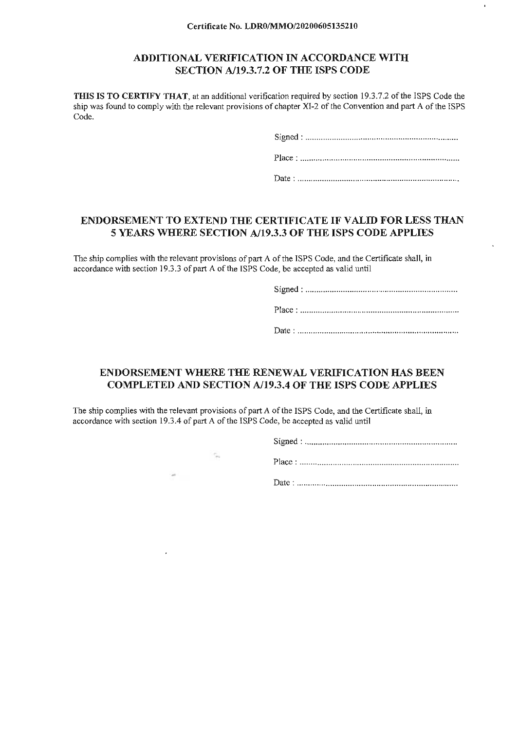Certificate No. LDR0/MMO/20200605135210

## ADDITIONAL VERIFICATION IN ACCORDANCE WITH SECTION A/19.3.7.2 OF THE ISPS CODE

**THIS IS TO CERTIFY THAT**, at an additional verification required by section 19.3.7.2 of the ISPS Code the ship was found to comply with the relevant provisions of chapter XI-2 of the Convention and part A of the ISPS Code.

Signed : ......................................................................

Place : ......................................................................

Date : ......................................................................

## ENDORSEMENT TO EXTEND THE CERTIFICATE IF VALID FOR LESS THAN 5 YEARS WHERE SECTION A/19.3.3 OF THE ISPS CODE APPLIES

The ship complies with the relevant provisions of part A of the ISPS Code, and the Certificate shall, in accordance with section 19.3.3 of part A of the ISPS Code, be accepted as valid until

Signed : ......................................................................

Place : ......................................................................

Date : ......................................................................

## ENDORSEMENT WHERE THE RENEWAL VERIFICATION HAS BEEN COMPLETED AND SECTION A/19.3.4 OF THE ISPS CODE APPLIES

The ship complies with the relevant provisions of part A of the ISPS Code, and the Certificate shall, in accordance with section 19.3.4 of part A of the ISPS Code, be accepted as valid until

Signed : ......................................................................

Place : ......................................................................

Date : ......................................................................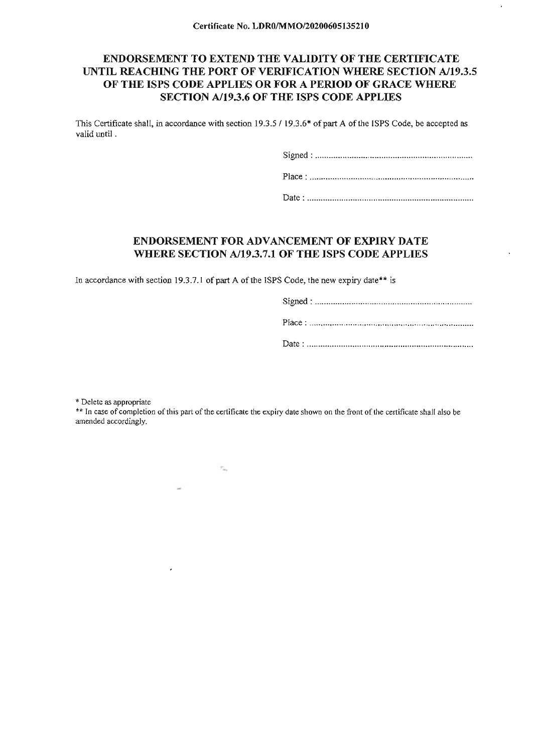Certificate No. LDR0/MMO/20200605135210

## ENDORSEMENT TO EXTEND THE VALIDITY OF THE CERTIFICATE UNTIL REACHING THE PORT OF VERIFICATION WHERE SECTION A/19.3.5 OF THE ISPS CODE APPLIES OR FOR A PERIOD OF GRACE WHERE SECTION A/19.3.6 OF THE ISPS CODE APPLIES

This Certificate shall, in accordance with section 19.3.5 / 19.3.6* of part A of the ISPS Code, be accepted as valid until .

Signed : ..............................................................

Place : ..............................................................

Date : ..............................................................

## ENDORSEMENT FOR ADVANCEMENT OF EXPIRY DATE WHERE SECTION A/19.3.7.1 OF THE ISPS CODE APPLIES

In accordance with section 19.3.7.1 of part A of the ISPS Code, the new expiry date** is

Signed : ..............................................................

Place : ..............................................................

Date : ..............................................................

* Delete as appropriate

** In case of completion of this part of the certificate the expiry date shown on the front of the certificate shall also be amended accordingly.